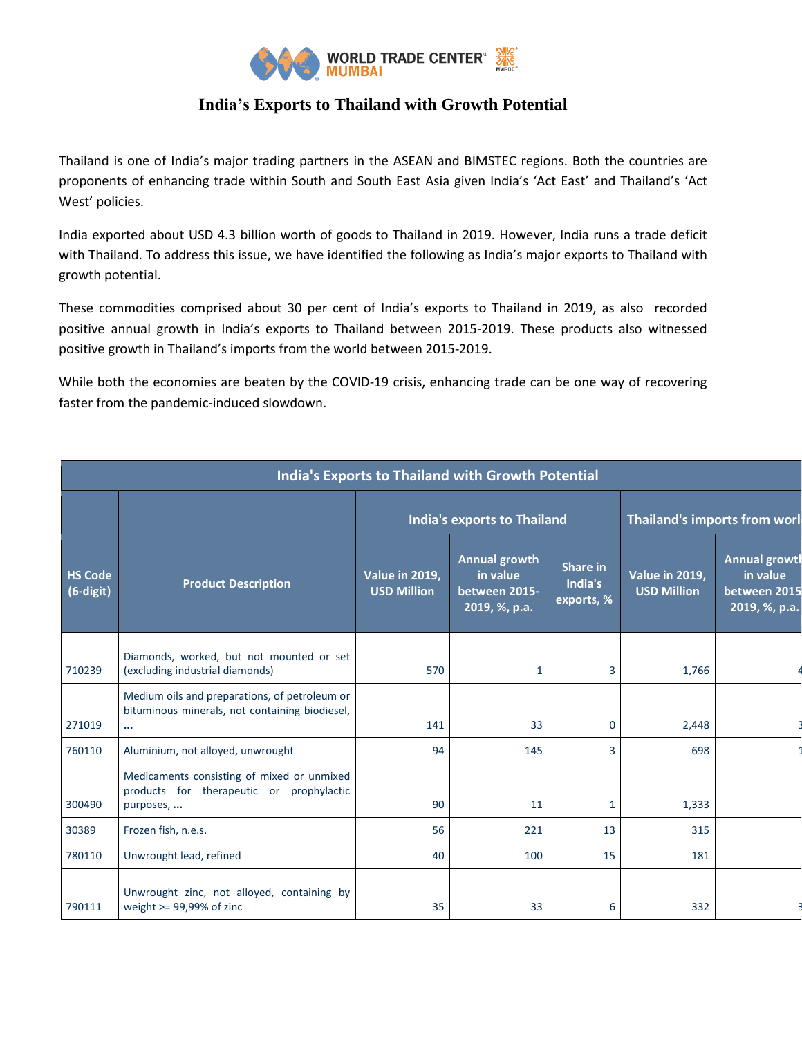# India's Exports to Thailand with Growth Potential

Thailand is one of India's major trading partners in the ASEAN and BIMSTEC regions. Both the countries are proponents of enhancing trade within South and South East Asia given India's 'Act East' and Thailand's 'Act West' policies.

India exported about USD 4.3 billion worth of goods to Thailand in 2019. However, India runs a trade deficit with Thailand. To address this issue, we have identified the following as India's major exports to Thailand with growth potential.

These commodities comprised about 30 per cent of India's exports to Thailand in 2019, as also recorded positive annual growth in India's exports to Thailand between 2015-2019. These products also witnessed positive growth in Thailand's imports from the world between 2015-2019.

While both the economies are beaten by the COVID-19 crisis, enhancing trade can be one way of recovering faster from the pandemic-induced slowdown.

| India's Exports to Thailand with Growth Potential | | | | | | |
|---|---|---|---|---|---|---|
| | | India's exports to Thailand | | | Thailand's imports from worl | |
| HS Code (6-digit) | Product Description | Value in 2019, USD Million | Annual growth in value between 2015-2019, %, p.a. | Share in India's exports, % | Value in 2019, USD Million | Annual growth in value between 2015-2019, %, p.a. |
| 710239 | Diamonds, worked, but not mounted or set (excluding industrial diamonds) | 570 | 1 | 3 | 1,766 | 4 |
| 271019 | Medium oils and preparations, of petroleum or bituminous minerals, not containing biodiesel, ... | 141 | 33 | 0 | 2,448 | 3 |
| 760110 | Aluminium, not alloyed, unwrought | 94 | 145 | 3 | 698 | 1 |
| 300490 | Medicaments consisting of mixed or unmixed products for therapeutic or prophylactic purposes, ... | 90 | 11 | 1 | 1,333 | |
| 30389 | Frozen fish, n.e.s. | 56 | 221 | 13 | 315 | |
| 780110 | Unwrought lead, refined | 40 | 100 | 15 | 181 | |
| 790111 | Unwrought zinc, not alloyed, containing by weight >= 99,99% of zinc | 35 | 33 | 6 | 332 | 3 |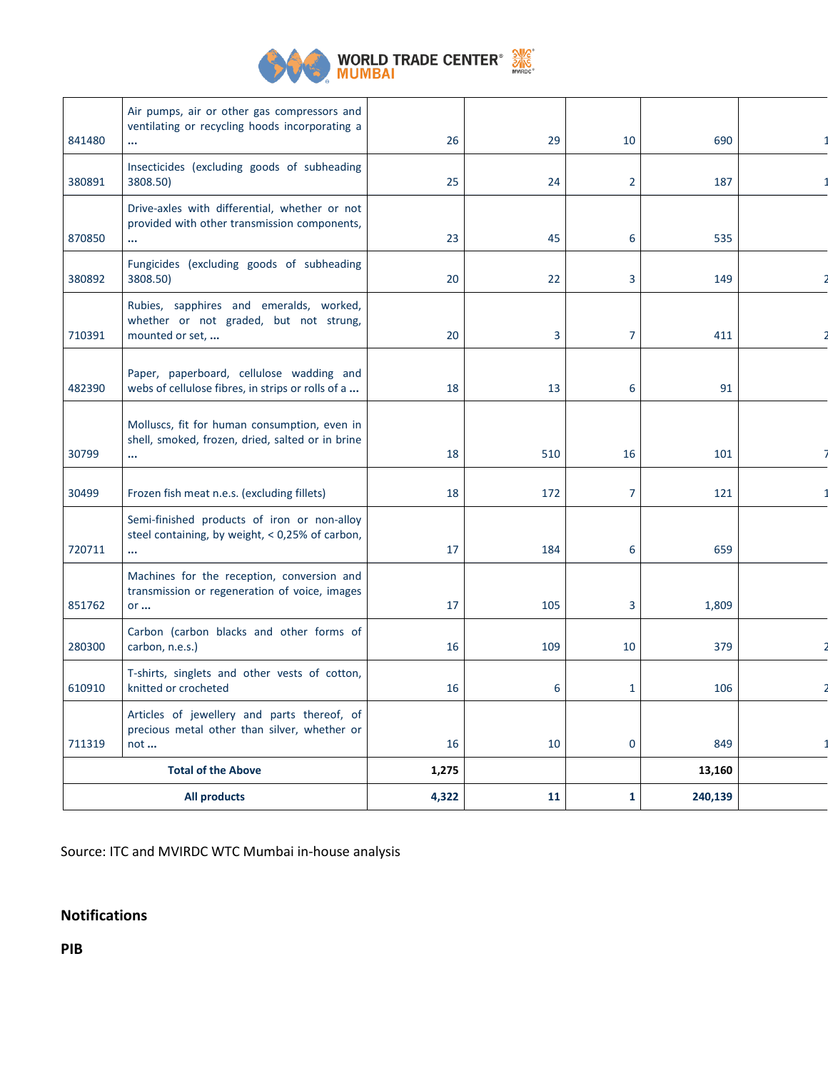| | | | | | | |
|---|---|---|---|---|---|---|
| 841480 | Air pumps, air or other gas compressors and ventilating or recycling hoods incorporating a ... | 26 | 29 | 10 | 690 | 1 |
| 380891 | Insecticides (excluding goods of subheading 3808.50) | 25 | 24 | 2 | 187 | 1 |
| 870850 | Drive-axles with differential, whether or not provided with other transmission components, ... | 23 | 45 | 6 | 535 | |
| 380892 | Fungicides (excluding goods of subheading 3808.50) | 20 | 22 | 3 | 149 | 2 |
| 710391 | Rubies, sapphires and emeralds, worked, whether or not graded, but not strung, mounted or set, ... | 20 | 3 | 7 | 411 | 2 |
| 482390 | Paper, paperboard, cellulose wadding and webs of cellulose fibres, in strips or rolls of a ... | 18 | 13 | 6 | 91 | |
| 30799 | Molluscs, fit for human consumption, even in shell, smoked, frozen, dried, salted or in brine ... | 18 | 510 | 16 | 101 | 7 |
| 30499 | Frozen fish meat n.e.s. (excluding fillets) | 18 | 172 | 7 | 121 | 1 |
| 720711 | Semi-finished products of iron or non-alloy steel containing, by weight, < 0,25% of carbon, ... | 17 | 184 | 6 | 659 | |
| 851762 | Machines for the reception, conversion and transmission or regeneration of voice, images or ... | 17 | 105 | 3 | 1,809 | |
| 280300 | Carbon (carbon blacks and other forms of carbon, n.e.s.) | 16 | 109 | 10 | 379 | 2 |
| 610910 | T-shirts, singlets and other vests of cotton, knitted or crocheted | 16 | 6 | 1 | 106 | 2 |
| 711319 | Articles of jewellery and parts thereof, of precious metal other than silver, whether or not ... | 16 | 10 | 0 | 849 | 1 |
| **Total of the Above** | | **1,275** | | | **13,160** | |
| **All products** | | **4,322** | **11** | **1** | **240,139** | |

Source: ITC and MVIRDC WTC Mumbai in-house analysis

## Notifications

### PIB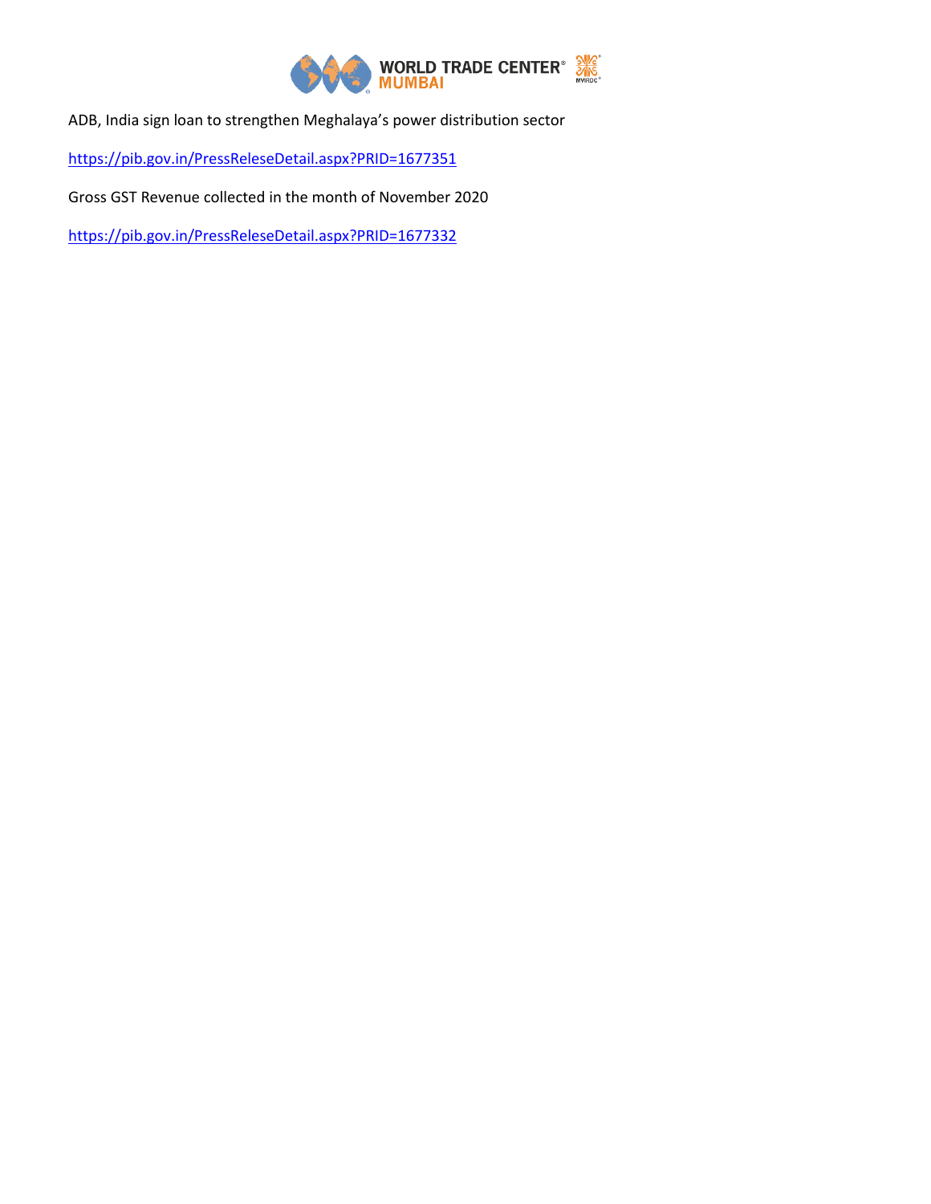ADB, India sign loan to strengthen Meghalaya's power distribution sector

https://pib.gov.in/PressReleseDetail.aspx?PRID=1677351

Gross GST Revenue collected in the month of November 2020

https://pib.gov.in/PressReleseDetail.aspx?PRID=1677332